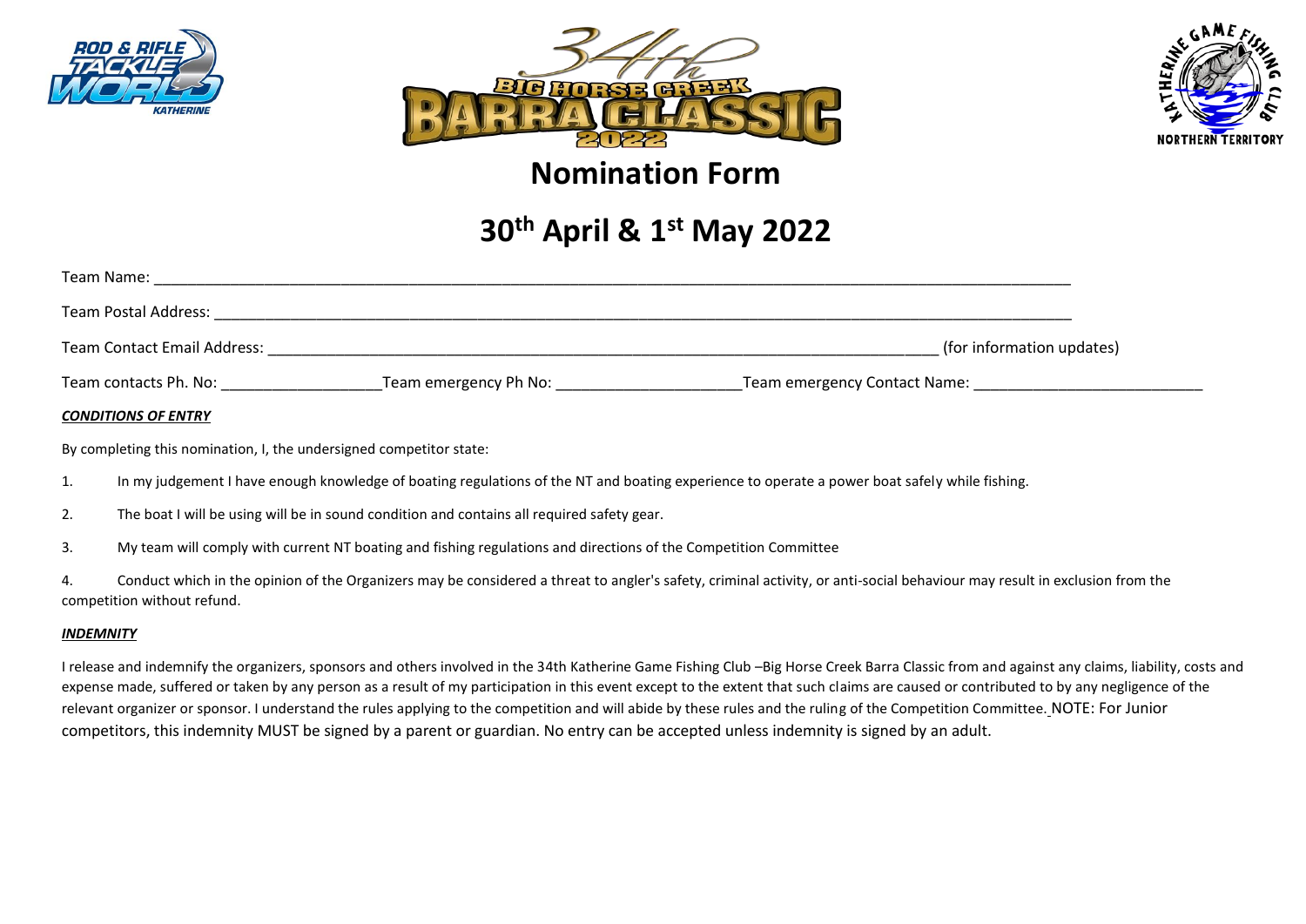# Nomination Form

## 30th April & 1st May 2022

Team Name: ______________________________________________________________________________________________

Team Postal Address: ______________________________________________________________________________________________

Team Contact Email Address: ________________________________________________________________________________ (for information updates)

Team contacts Ph. No: __________________Team emergency Ph No: _____________________Team emergency Contact Name: __________________________

***CONDITIONS OF ENTRY***

By completing this nomination, I, the undersigned competitor state:

1. In my judgement I have enough knowledge of boating regulations of the NT and boating experience to operate a power boat safely while fishing.
2. The boat I will be using will be in sound condition and contains all required safety gear.
3. My team will comply with current NT boating and fishing regulations and directions of the Competition Committee
4. Conduct which in the opinion of the Organizers may be considered a threat to angler's safety, criminal activity, or anti-social behaviour may result in exclusion from the competition without refund.

***INDEMNITY***

I release and indemnify the organizers, sponsors and others involved in the 34th Katherine Game Fishing Club –Big Horse Creek Barra Classic from and against any claims, liability, costs and expense made, suffered or taken by any person as a result of my participation in this event except to the extent that such claims are caused or contributed to by any negligence of the relevant organizer or sponsor. I understand the rules applying to the competition and will abide by these rules and the ruling of the Competition Committee. NOTE: For Junior competitors, this indemnity MUST be signed by a parent or guardian. No entry can be accepted unless indemnity is signed by an adult.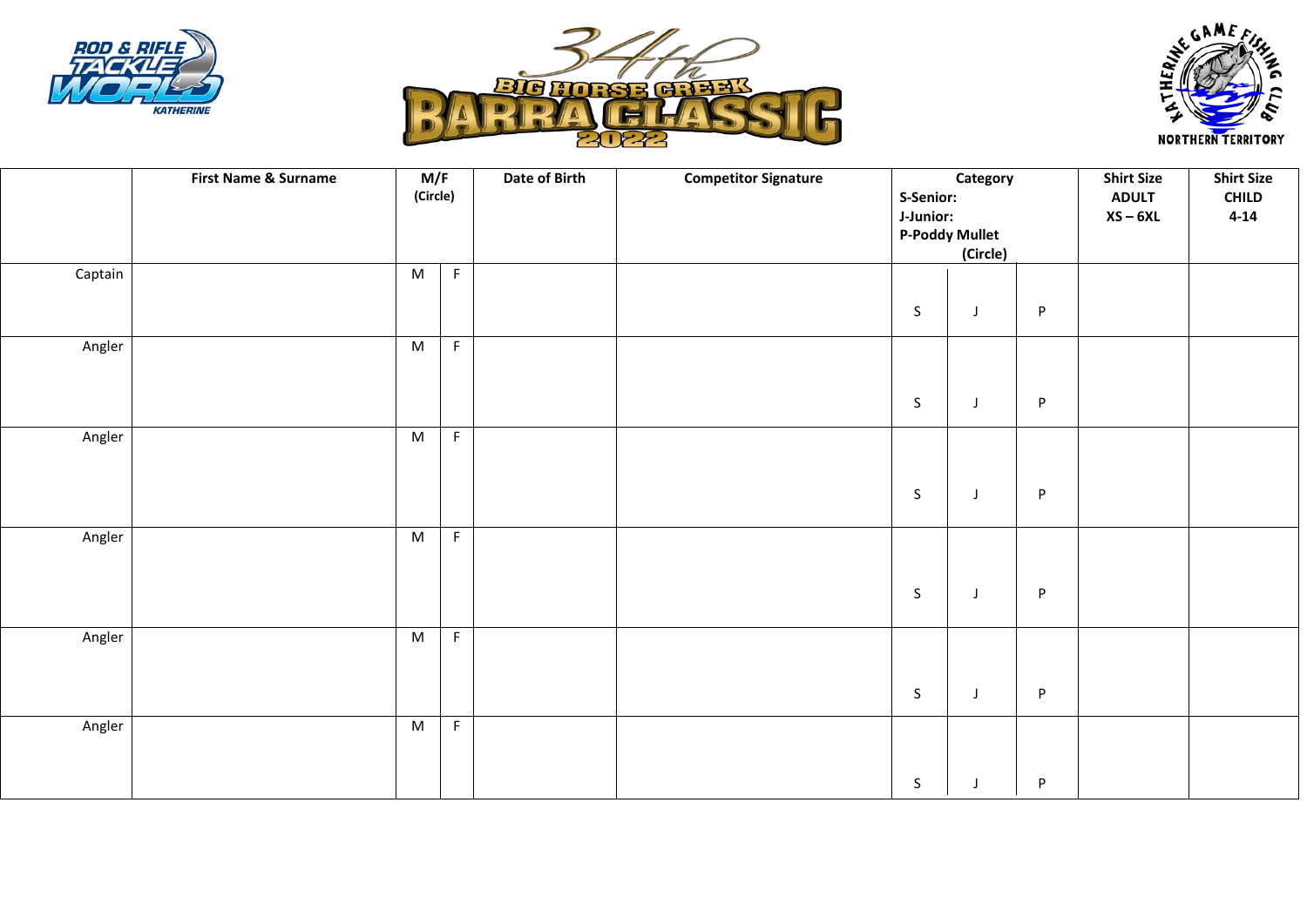ROD & RIFLE TACKLE WORLD KATHERINE

# 34th BIG HORSE CREEK BARRA CLASSIC 2022

KATHERINE GAME FISHING CLUB NORTHERN TERRITORY

| | First Name & Surname | M/F (Circle) | | Date of Birth | Competitor Signature | Category S-Senior: J-Junior: P-Poddy Mullet (Circle) | | | Shirt Size ADULT XS – 6XL | Shirt Size CHILD 4-14 |
|---|---|---|---|---|---|---|---|---|---|---|
| Captain | | M | F | | | S | J | P | | |
| Angler | | M | F | | | S | J | P | | |
| Angler | | M | F | | | S | J | P | | |
| Angler | | M | F | | | S | J | P | | |
| Angler | | M | F | | | S | J | P | | |
| Angler | | M | F | | | S | J | P | | |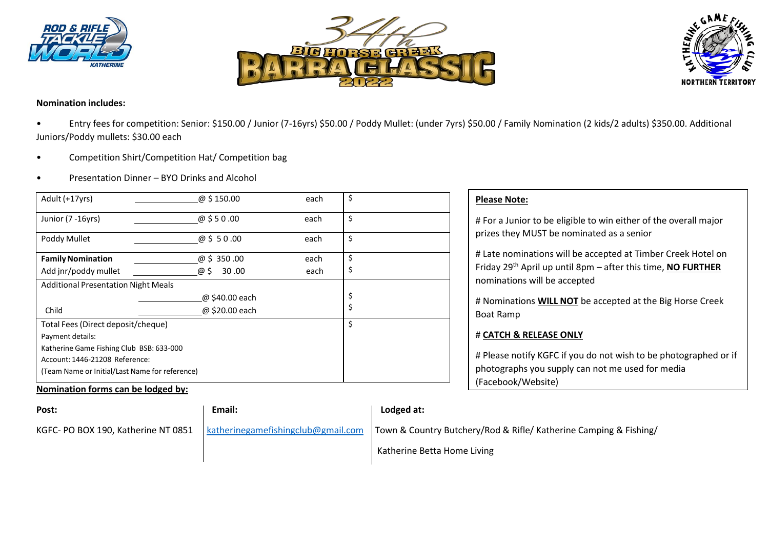34th Big Horse Creek Barra Classic 2022

**Nomination includes:**

- Entry fees for competition: Senior: $150.00 / Junior (7-16yrs) $50.00 / Poddy Mullet: (under 7yrs) $50.00 / Family Nomination (2 kids/2 adults) $350.00. Additional Juniors/Poddy mullets: $30.00 each
- Competition Shirt/Competition Hat/ Competition bag
- Presentation Dinner – BYO Drinks and Alcohol

| | | | |
|---|---|---|---|
| Adult (+17yrs) | ________@ $ 150.00 | each | $ |
| Junior (7 -16yrs) | ________@ $ 50.00 | each | $ |
| Poddy Mullet | ________@ $ 50.00 | each | $ |
| **Family Nomination** | ________@ $ 350.00 | each | $ |
| Add jnr/poddy mullet | ________@ $ 30.00 | each | $ |
| Additional Presentation Night Meals | | | |
| | ________@ $40.00 each | | $ |
| Child | ________@ $20.00 each | | $ |
| Total Fees (Direct deposit/cheque)<br>Payment details:<br>Katherine Game Fishing Club BSB: 633-000<br>Account: 1446-21208 Reference:<br>(Team Name or Initial/Last Name for reference) | | | $ |

**Please Note:**

# For a Junior to be eligible to win either of the overall major prizes they MUST be nominated as a senior

# Late nominations will be accepted at Timber Creek Hotel on Friday 29th April up until 8pm – after this time, **NO FURTHER** nominations will be accepted

# Nominations **WILL NOT** be accepted at the Big Horse Creek Boat Ramp

# **CATCH & RELEASE ONLY**

# Please notify KGFC if you do not wish to be photographed or if photographs you supply can not me used for media (Facebook/Website)

**Nomination forms can be lodged by:**

| **Post:** | **Email:** | **Lodged at:** |
|---|---|---|
| KGFC- PO BOX 190, Katherine NT 0851 | katherinegamefishingclub@gmail.com | Town & Country Butchery/Rod & Rifle/ Katherine Camping & Fishing/ Katherine Betta Home Living |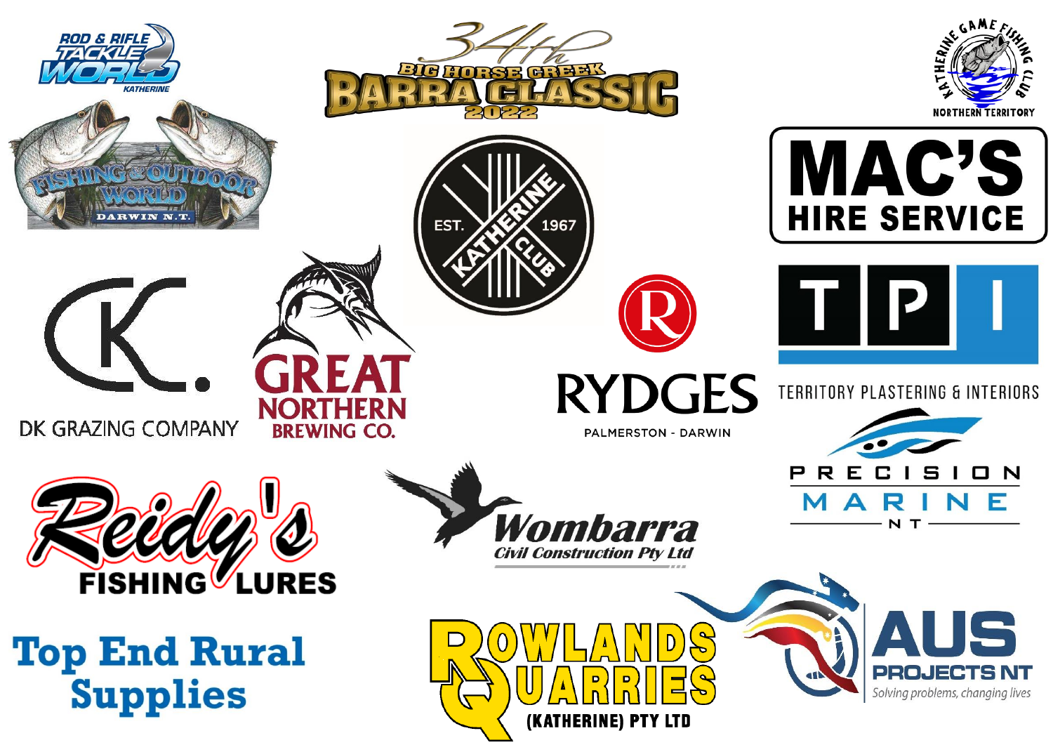ROD & RIFLE TACKLE WORLD KATHERINE

34th BIG HORSE CREEK BARRA CLASSIC 2022

KATHERINE GAME FISHING CLUB NORTHERN TERRITORY

FISHING & OUTDOOR WORLD DARWIN N.T.

EST. KATHERINE CLUB 1967

MAC'S HIRE SERVICE

DK GRAZING COMPANY

GREAT NORTHERN BREWING CO.

RYDGES PALMERSTON - DARWIN

TPI TERRITORY PLASTERING & INTERIORS

PRECISION MARINE NT

Reidy's FISHING LURES

Wombarra Civil Construction Pty Ltd

Top End Rural Supplies

ROWLANDS QUARRIES (KATHERINE) PTY LTD

AUS PROJECTS NT Solving problems, changing lives